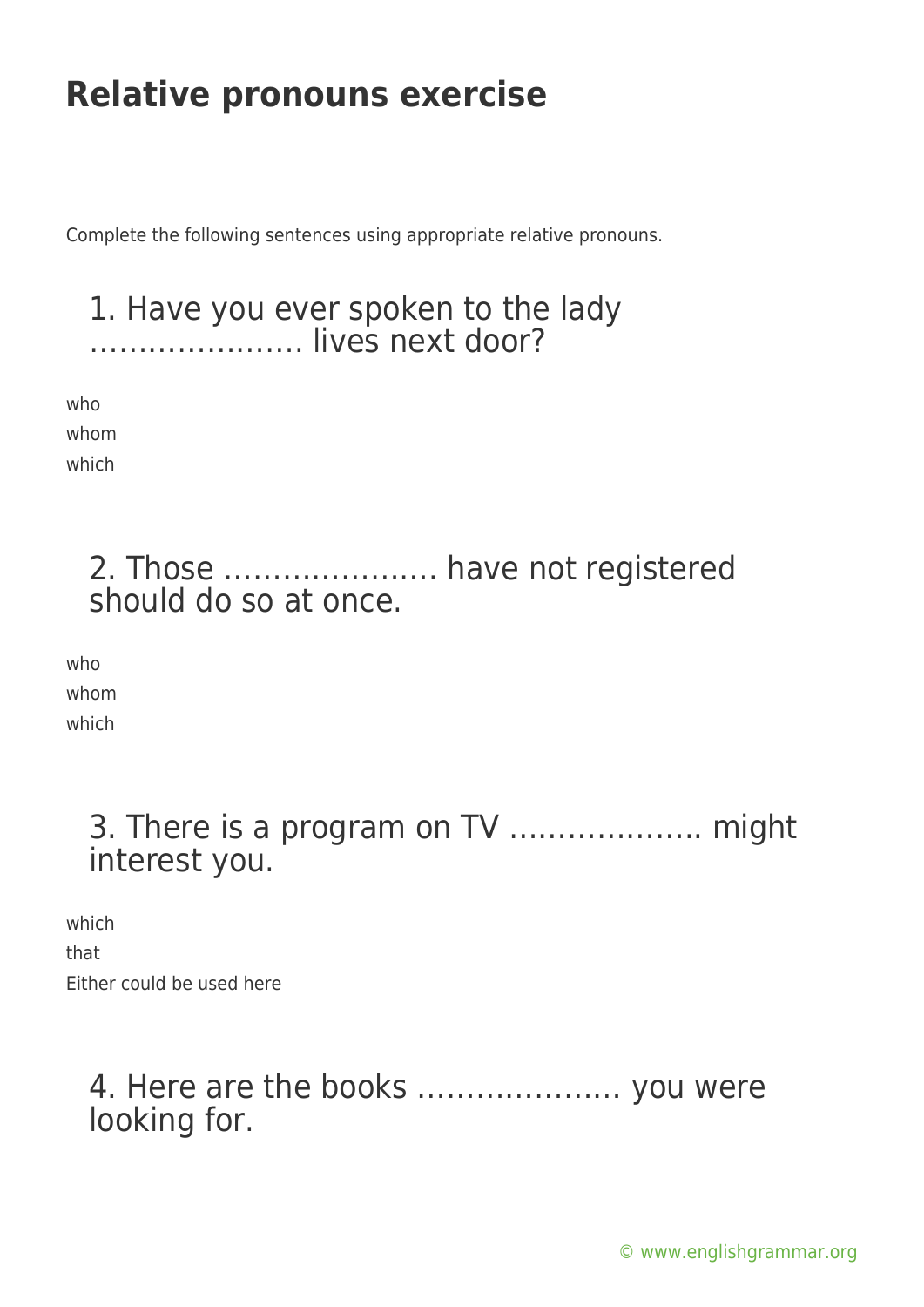# Relative pronouns exercise

Complete the following sentences using appropriate relative pronouns.

## 1. Have you ever spoken to the lady …………………. lives next door?

who
whom
which

## 2. Those …………………. have not registered should do so at once.

who
whom
which

## 3. There is a program on TV ………………. might interest you.

which
that
Either could be used here

## 4. Here are the books ………………… you were looking for.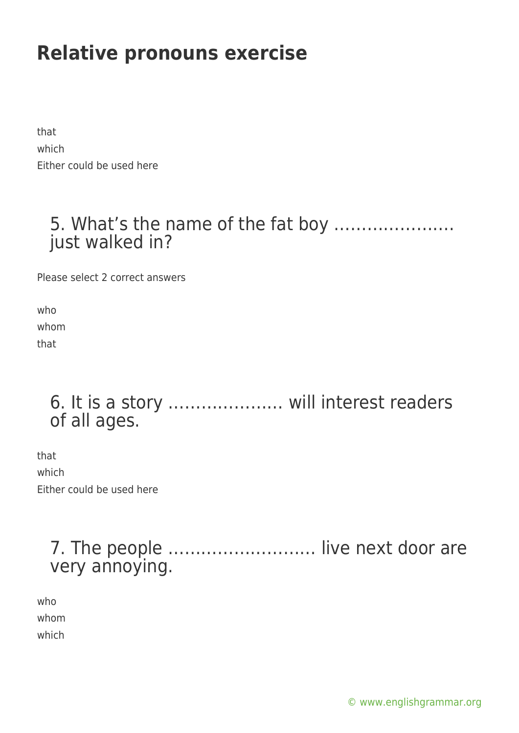# Relative pronouns exercise

that

which

Either could be used here

## 5. What's the name of the fat boy ………………… just walked in?

Please select 2 correct answers

who

whom

that

## 6. It is a story ………………… will interest readers of all ages.

that

which

Either could be used here

## 7. The people …………………….. live next door are very annoying.

who

whom

which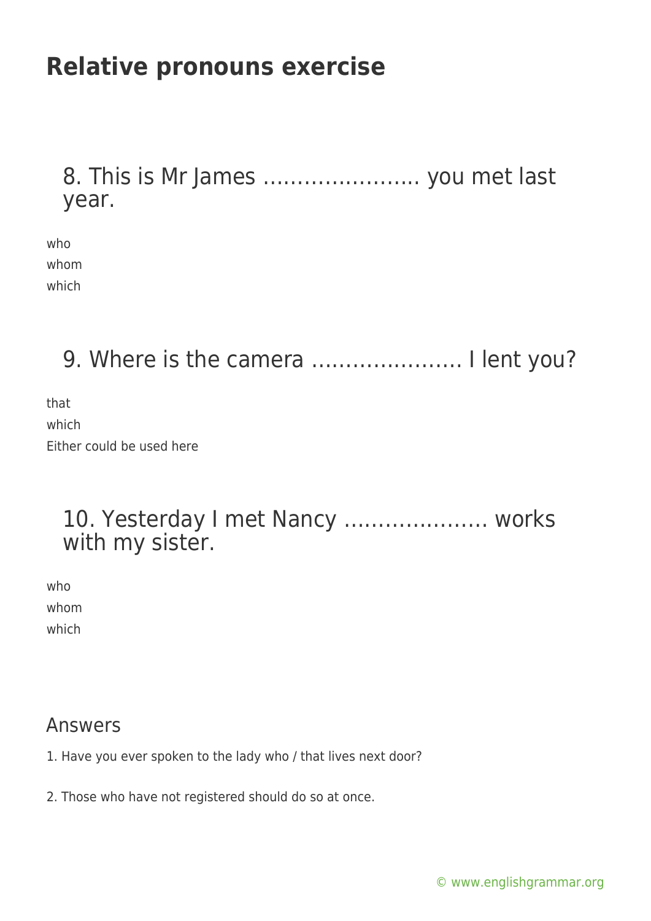# Relative pronouns exercise

## 8. This is Mr James ………………….. you met last year.

who
whom
which

## 9. Where is the camera …………………. I lent you?

that
which
Either could be used here

## 10. Yesterday I met Nancy ………………… works with my sister.

who
whom
which

## Answers

1. Have you ever spoken to the lady who / that lives next door?

2. Those who have not registered should do so at once.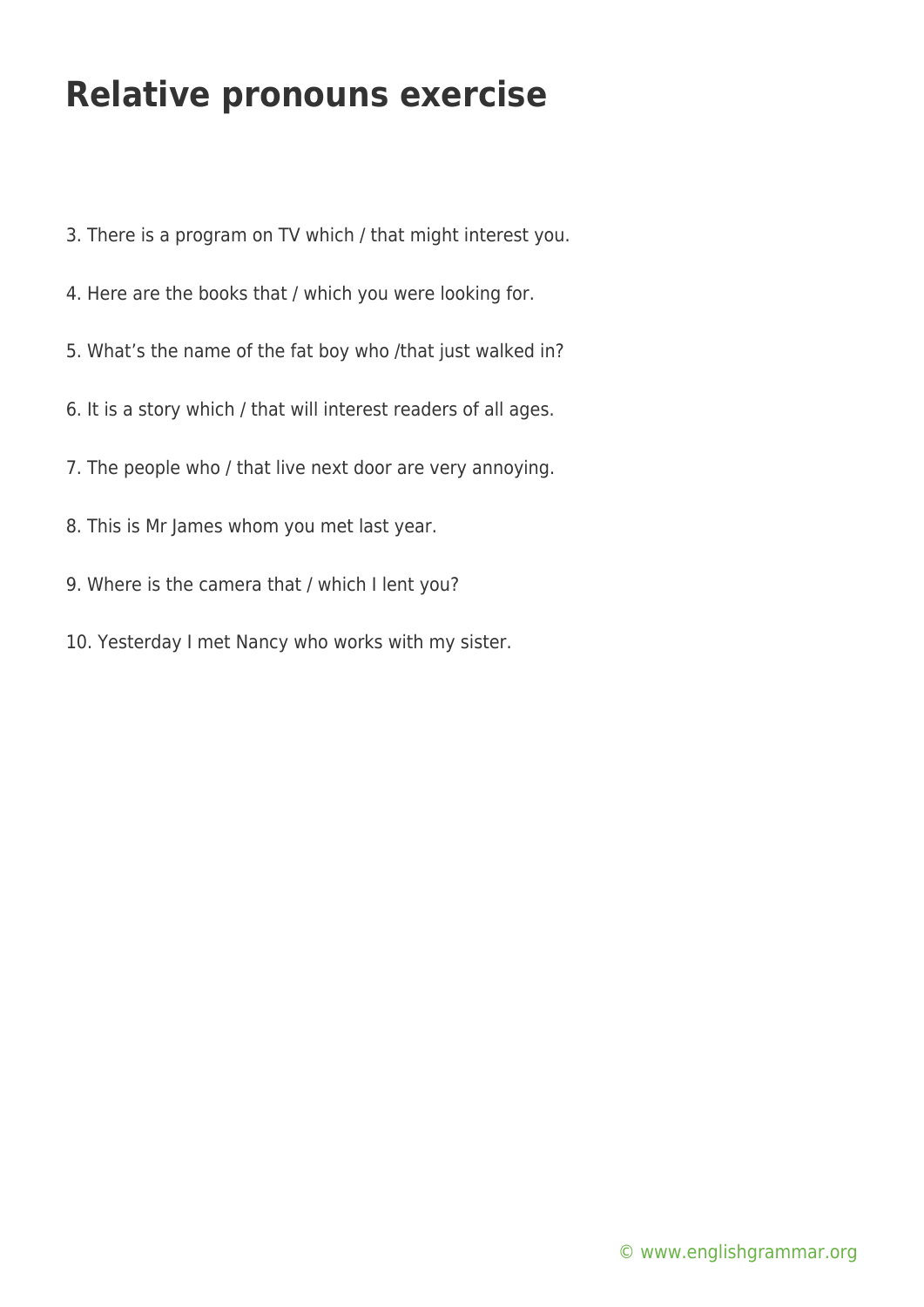# Relative pronouns exercise

3. There is a program on TV which / that might interest you.

4. Here are the books that / which you were looking for.

5. What's the name of the fat boy who /that just walked in?

6. It is a story which / that will interest readers of all ages.

7. The people who / that live next door are very annoying.

8. This is Mr James whom you met last year.

9. Where is the camera that / which I lent you?

10. Yesterday I met Nancy who works with my sister.

© www.englishgrammar.org